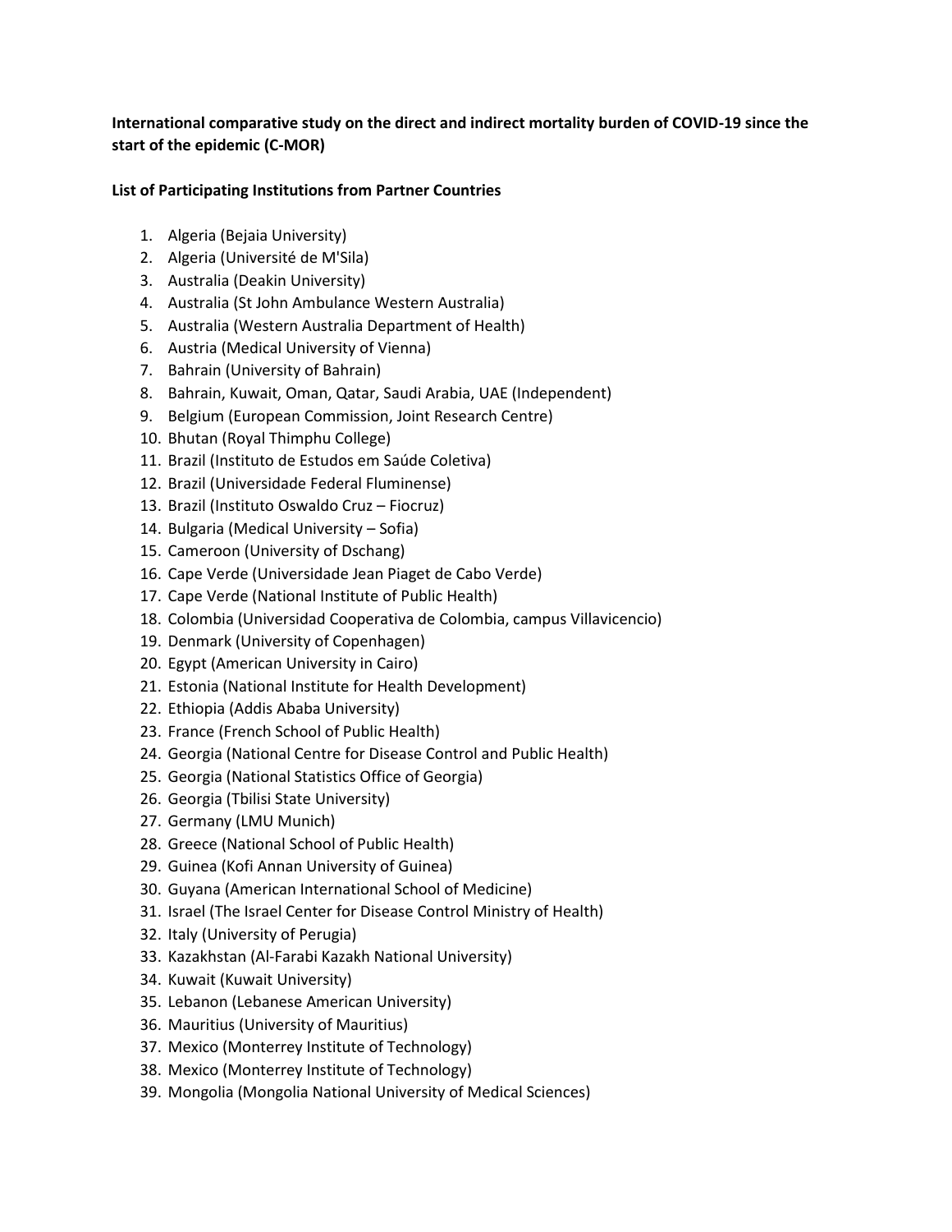**International comparative study on the direct and indirect mortality burden of COVID-19 since the start of the epidemic (C-MOR)**

**List of Participating Institutions from Partner Countries**

1. Algeria (Bejaia University)
2. Algeria (Université de M'Sila)
3. Australia (Deakin University)
4. Australia (St John Ambulance Western Australia)
5. Australia (Western Australia Department of Health)
6. Austria (Medical University of Vienna)
7. Bahrain (University of Bahrain)
8. Bahrain, Kuwait, Oman, Qatar, Saudi Arabia, UAE (Independent)
9. Belgium (European Commission, Joint Research Centre)
10. Bhutan (Royal Thimphu College)
11. Brazil (Instituto de Estudos em Saúde Coletiva)
12. Brazil (Universidade Federal Fluminense)
13. Brazil (Instituto Oswaldo Cruz – Fiocruz)
14. Bulgaria (Medical University – Sofia)
15. Cameroon (University of Dschang)
16. Cape Verde (Universidade Jean Piaget de Cabo Verde)
17. Cape Verde (National Institute of Public Health)
18. Colombia (Universidad Cooperativa de Colombia, campus Villavicencio)
19. Denmark (University of Copenhagen)
20. Egypt (American University in Cairo)
21. Estonia (National Institute for Health Development)
22. Ethiopia (Addis Ababa University)
23. France (French School of Public Health)
24. Georgia (National Centre for Disease Control and Public Health)
25. Georgia (National Statistics Office of Georgia)
26. Georgia (Tbilisi State University)
27. Germany (LMU Munich)
28. Greece (National School of Public Health)
29. Guinea (Kofi Annan University of Guinea)
30. Guyana (American International School of Medicine)
31. Israel (The Israel Center for Disease Control Ministry of Health)
32. Italy (University of Perugia)
33. Kazakhstan (Al-Farabi Kazakh National University)
34. Kuwait (Kuwait University)
35. Lebanon (Lebanese American University)
36. Mauritius (University of Mauritius)
37. Mexico (Monterrey Institute of Technology)
38. Mexico (Monterrey Institute of Technology)
39. Mongolia (Mongolia National University of Medical Sciences)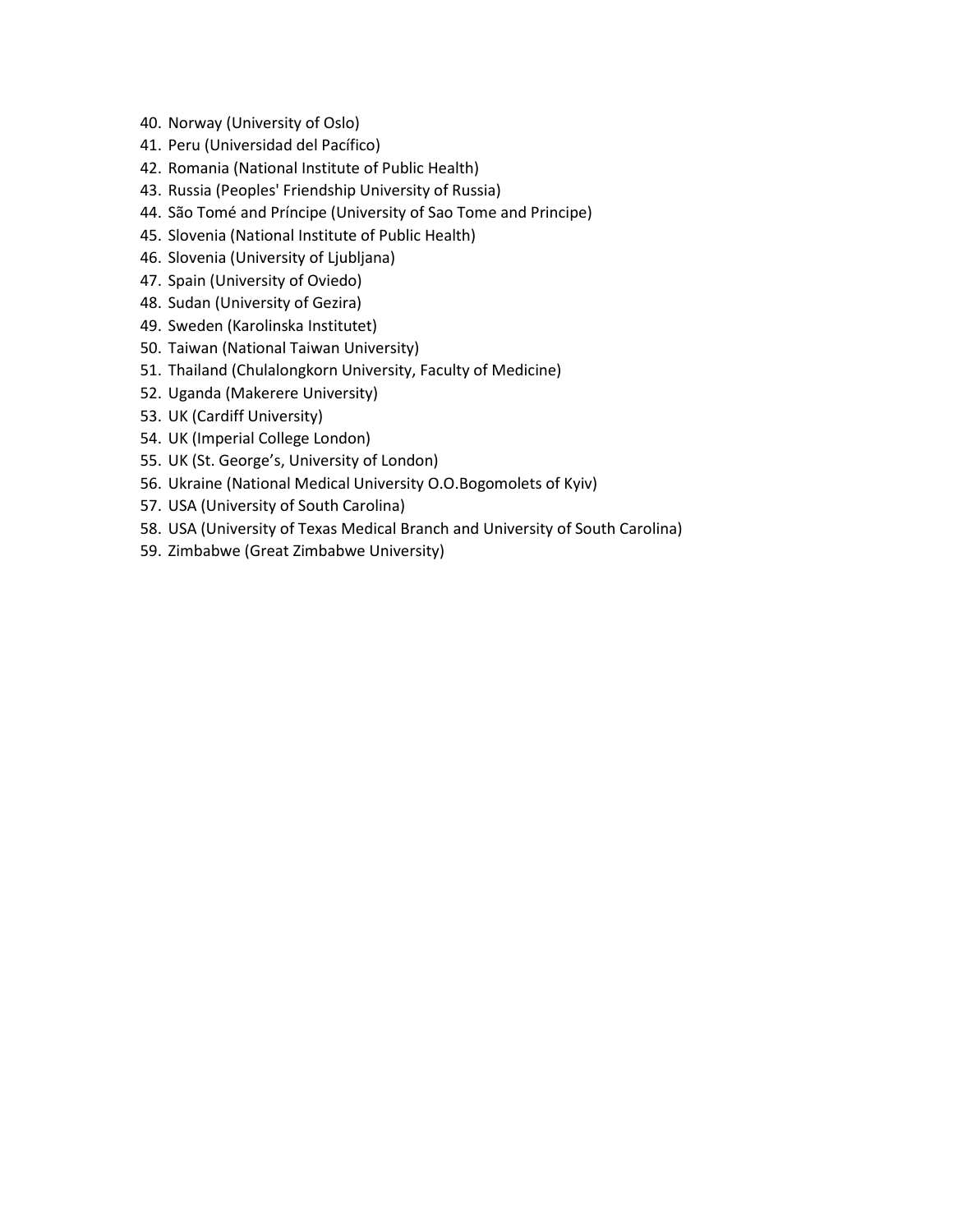40. Norway (University of Oslo)
41. Peru (Universidad del Pacífico)
42. Romania (National Institute of Public Health)
43. Russia (Peoples' Friendship University of Russia)
44. São Tomé and Príncipe (University of Sao Tome and Principe)
45. Slovenia (National Institute of Public Health)
46. Slovenia (University of Ljubljana)
47. Spain (University of Oviedo)
48. Sudan (University of Gezira)
49. Sweden (Karolinska Institutet)
50. Taiwan (National Taiwan University)
51. Thailand (Chulalongkorn University, Faculty of Medicine)
52. Uganda (Makerere University)
53. UK (Cardiff University)
54. UK (Imperial College London)
55. UK (St. George's, University of London)
56. Ukraine (National Medical University O.O.Bogomolets of Kyiv)
57. USA (University of South Carolina)
58. USA (University of Texas Medical Branch and University of South Carolina)
59. Zimbabwe (Great Zimbabwe University)